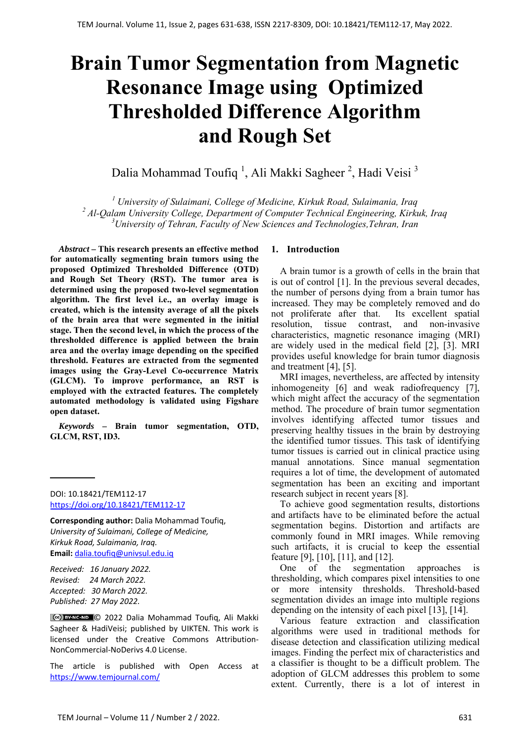# Brain Tumor Segmentation from Magnetic Resonance Image using Optimized Thresholded Difference Algorithm and Rough Set

Dalia Mohammad Toufiq [1], Ali Makki Sagheer [2], Hadi Veisi [3]

[1] *University of Sulaimani, College of Medicine, Kirkuk Road, Sulaimania, Iraq*
[2] *Al-Qalam University College, Department of Computer Technical Engineering, Kirkuk, Iraq*
[3] *University of Tehran, Faculty of New Sciences and Technologies,Tehran, Iran*

***Abstract* – This research presents an effective method for automatically segmenting brain tumors using the proposed Optimized Thresholded Difference (OTD) and Rough Set Theory (RST). The tumor area is determined using the proposed two-level segmentation algorithm. The first level i.e., an overlay image is created, which is the intensity average of all the pixels of the brain area that were segmented in the initial stage. Then the second level, in which the process of the thresholded difference is applied between the brain area and the overlay image depending on the specified threshold. Features are extracted from the segmented images using the Gray-Level Co-occurrence Matrix (GLCM). To improve performance, an RST is employed with the extracted features. The completely automated methodology is validated using Figshare open dataset.**

***Keywords* – Brain tumor segmentation, OTD, GLCM, RST, ID3.**

DOI: 10.18421/TEM112-17
https://doi.org/10.18421/TEM112-17

**Corresponding author:** Dalia Mohammad Toufiq,
*University of Sulaimani, College of Medicine, Kirkuk Road, Sulaimania, Iraq.*
**Email:** dalia.toufiq@univsul.edu.iq

*Received: 16 January 2022.*
*Revised: 24 March 2022.*
*Accepted: 30 March 2022.*
*Published: 27 May 2022.*

© 2022 Dalia Mohammad Toufiq, Ali Makki Sagheer & HadiVeisi; published by UIKTEN. This work is licensed under the Creative Commons Attribution-NonCommercial-NoDerivs 4.0 License.

The article is published with Open Access at https://www.temjournal.com/

## 1. Introduction

A brain tumor is a growth of cells in the brain that is out of control [1]. In the previous several decades, the number of persons dying from a brain tumor has increased. They may be completely removed and do not proliferate after that. Its excellent spatial resolution, tissue contrast, and non-invasive characteristics, magnetic resonance imaging (MRI) are widely used in the medical field [2], [3]. MRI provides useful knowledge for brain tumor diagnosis and treatment [4], [5].

MRI images, nevertheless, are affected by intensity inhomogeneity [6] and weak radiofrequency [7], which might affect the accuracy of the segmentation method. The procedure of brain tumor segmentation involves identifying affected tumor tissues and preserving healthy tissues in the brain by destroying the identified tumor tissues. This task of identifying tumor tissues is carried out in clinical practice using manual annotations. Since manual segmentation requires a lot of time, the development of automated segmentation has been an exciting and important research subject in recent years [8].

To achieve good segmentation results, distortions and artifacts have to be eliminated before the actual segmentation begins. Distortion and artifacts are commonly found in MRI images. While removing such artifacts, it is crucial to keep the essential feature [9], [10], [11], and [12].

One of the segmentation approaches is thresholding, which compares pixel intensities to one or more intensity thresholds. Threshold-based segmentation divides an image into multiple regions depending on the intensity of each pixel [13], [14].

Various feature extraction and classification algorithms were used in traditional methods for disease detection and classification utilizing medical images. Finding the perfect mix of characteristics and a classifier is thought to be a difficult problem. The adoption of GLCM addresses this problem to some extent. Currently, there is a lot of interest in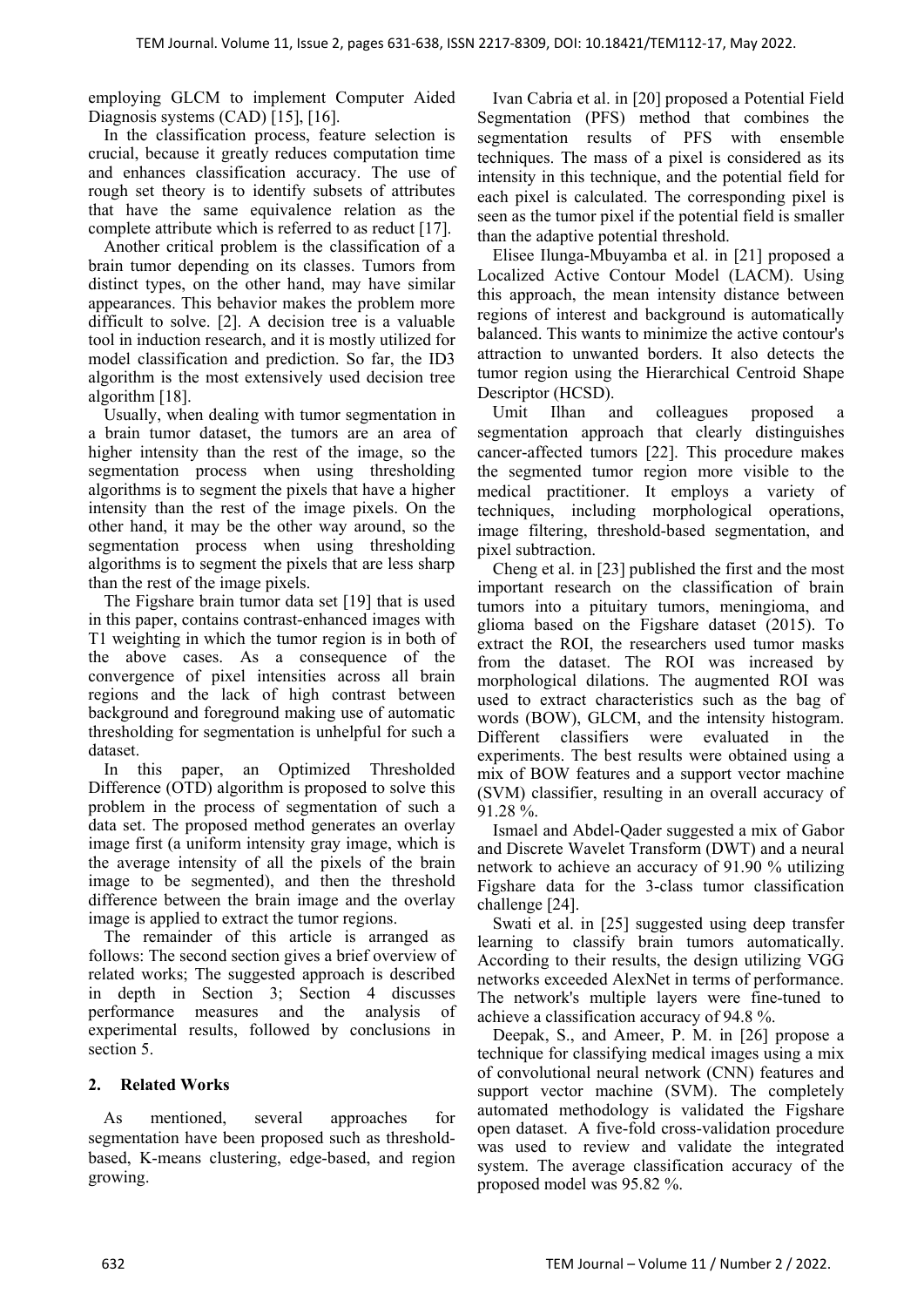employing GLCM to implement Computer Aided Diagnosis systems (CAD) [15], [16].

In the classification process, feature selection is crucial, because it greatly reduces computation time and enhances classification accuracy. The use of rough set theory is to identify subsets of attributes that have the same equivalence relation as the complete attribute which is referred to as reduct [17].

Another critical problem is the classification of a brain tumor depending on its classes. Tumors from distinct types, on the other hand, may have similar appearances. This behavior makes the problem more difficult to solve. [2]. A decision tree is a valuable tool in induction research, and it is mostly utilized for model classification and prediction. So far, the ID3 algorithm is the most extensively used decision tree algorithm [18].

Usually, when dealing with tumor segmentation in a brain tumor dataset, the tumors are an area of higher intensity than the rest of the image, so the segmentation process when using thresholding algorithms is to segment the pixels that have a higher intensity than the rest of the image pixels. On the other hand, it may be the other way around, so the segmentation process when using thresholding algorithms is to segment the pixels that are less sharp than the rest of the image pixels.

The Figshare brain tumor data set [19] that is used in this paper, contains contrast-enhanced images with T1 weighting in which the tumor region is in both of the above cases. As a consequence of the convergence of pixel intensities across all brain regions and the lack of high contrast between background and foreground making use of automatic thresholding for segmentation is unhelpful for such a dataset.

In this paper, an Optimized Thresholded Difference (OTD) algorithm is proposed to solve this problem in the process of segmentation of such a data set. The proposed method generates an overlay image first (a uniform intensity gray image, which is the average intensity of all the pixels of the brain image to be segmented), and then the threshold difference between the brain image and the overlay image is applied to extract the tumor regions.

The remainder of this article is arranged as follows: The second section gives a brief overview of related works; The suggested approach is described in depth in Section 3; Section 4 discusses performance measures and the analysis of experimental results, followed by conclusions in section 5.

## 2. Related Works

As mentioned, several approaches for segmentation have been proposed such as threshold-based, K-means clustering, edge-based, and region growing.

Ivan Cabria et al. in [20] proposed a Potential Field Segmentation (PFS) method that combines the segmentation results of PFS with ensemble techniques. The mass of a pixel is considered as its intensity in this technique, and the potential field for each pixel is calculated. The corresponding pixel is seen as the tumor pixel if the potential field is smaller than the adaptive potential threshold.

Elisee Ilunga-Mbuyamba et al. in [21] proposed a Localized Active Contour Model (LACM). Using this approach, the mean intensity distance between regions of interest and background is automatically balanced. This wants to minimize the active contour's attraction to unwanted borders. It also detects the tumor region using the Hierarchical Centroid Shape Descriptor (HCSD).

Umit Ilhan and colleagues proposed a segmentation approach that clearly distinguishes cancer-affected tumors [22]. This procedure makes the segmented tumor region more visible to the medical practitioner. It employs a variety of techniques, including morphological operations, image filtering, threshold-based segmentation, and pixel subtraction.

Cheng et al. in [23] published the first and the most important research on the classification of brain tumors into a pituitary tumors, meningioma, and glioma based on the Figshare dataset (2015). To extract the ROI, the researchers used tumor masks from the dataset. The ROI was increased by morphological dilations. The augmented ROI was used to extract characteristics such as the bag of words (BOW), GLCM, and the intensity histogram. Different classifiers were evaluated in the experiments. The best results were obtained using a mix of BOW features and a support vector machine (SVM) classifier, resulting in an overall accuracy of 91.28 %.

Ismael and Abdel-Qader suggested a mix of Gabor and Discrete Wavelet Transform (DWT) and a neural network to achieve an accuracy of 91.90 % utilizing Figshare data for the 3-class tumor classification challenge [24].

Swati et al. in [25] suggested using deep transfer learning to classify brain tumors automatically. According to their results, the design utilizing VGG networks exceeded AlexNet in terms of performance. The network's multiple layers were fine-tuned to achieve a classification accuracy of 94.8 %.

Deepak, S., and Ameer, P. M. in [26] propose a technique for classifying medical images using a mix of convolutional neural network (CNN) features and support vector machine (SVM). The completely automated methodology is validated the Figshare open dataset. A five-fold cross-validation procedure was used to review and validate the integrated system. The average classification accuracy of the proposed model was 95.82 %.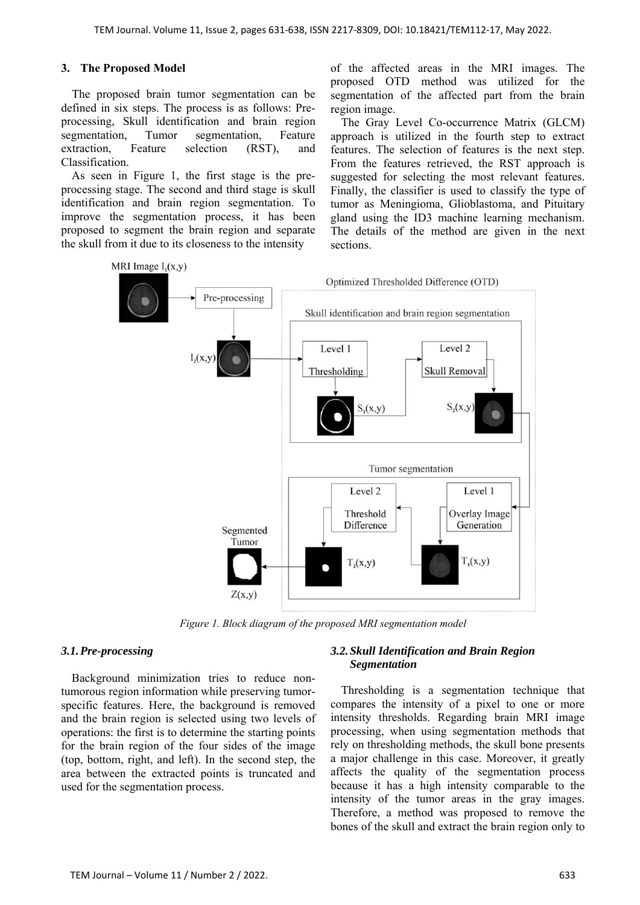## 3. The Proposed Model

The proposed brain tumor segmentation can be defined in six steps. The process is as follows: Pre-processing, Skull identification and brain region segmentation, Tumor segmentation, Feature extraction, Feature selection (RST), and Classification.

As seen in Figure 1, the first stage is the pre-processing stage. The second and third stage is skull identification and brain region segmentation. To improve the segmentation process, it has been proposed to segment the brain region and separate the skull from it due to its closeness to the intensity of the affected areas in the MRI images. The proposed OTD method was utilized for the segmentation of the affected part from the brain region image.

The Gray Level Co-occurrence Matrix (GLCM) approach is utilized in the fourth step to extract features. The selection of features is the next step. From the features retrieved, the RST approach is suggested for selecting the most relevant features. Finally, the classifier is used to classify the type of tumor as Meningioma, Glioblastoma, and Pituitary gland using the ID3 machine learning mechanism. The details of the method are given in the next sections.

*Figure 1. Block diagram of the proposed MRI segmentation model*

### 3.1. Pre-processing

Background minimization tries to reduce non-tumorous region information while preserving tumor-specific features. Here, the background is removed and the brain region is selected using two levels of operations: the first is to determine the starting points for the brain region of the four sides of the image (top, bottom, right, and left). In the second step, the area between the extracted points is truncated and used for the segmentation process.

### 3.2. Skull Identification and Brain Region Segmentation

Thresholding is a segmentation technique that compares the intensity of a pixel to one or more intensity thresholds. Regarding brain MRI image processing, when using segmentation methods that rely on thresholding methods, the skull bone presents a major challenge in this case. Moreover, it greatly affects the quality of the segmentation process because it has a high intensity comparable to the intensity of the tumor areas in the gray images. Therefore, a method was proposed to remove the bones of the skull and extract the brain region only to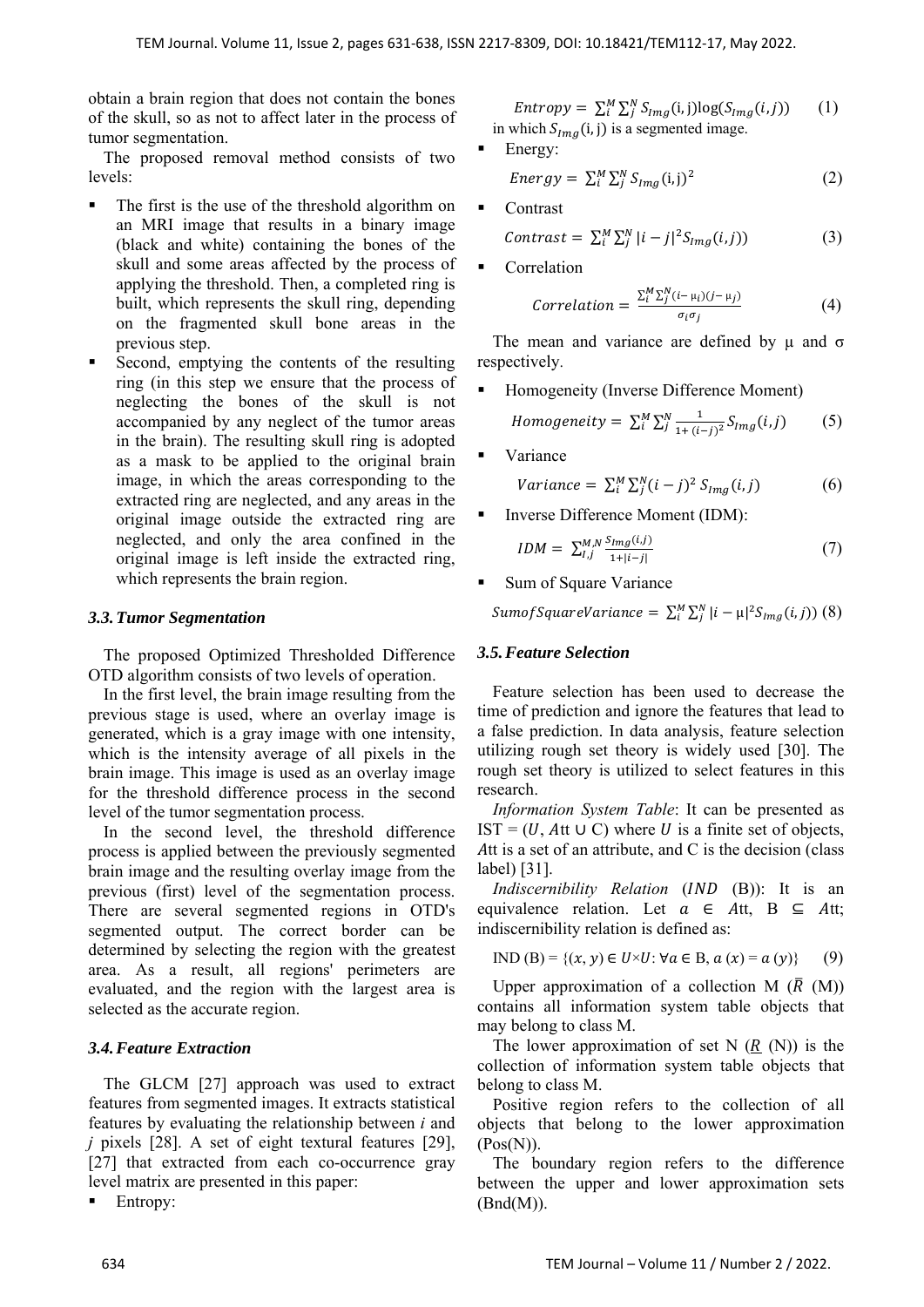obtain a brain region that does not contain the bones of the skull, so as not to affect later in the process of tumor segmentation.

The proposed removal method consists of two levels:

- The first is the use of the threshold algorithm on an MRI image that results in a binary image (black and white) containing the bones of the skull and some areas affected by the process of applying the threshold. Then, a completed ring is built, which represents the skull ring, depending on the fragmented skull bone areas in the previous step.
- Second, emptying the contents of the resulting ring (in this step we ensure that the process of neglecting the bones of the skull is not accompanied by any neglect of the tumor areas in the brain). The resulting skull ring is adopted as a mask to be applied to the original brain image, in which the areas corresponding to the extracted ring are neglected, and any areas in the original image outside the extracted ring are neglected, and only the area confined in the original image is left inside the extracted ring, which represents the brain region.

### *3.3. Tumor Segmentation*

The proposed Optimized Thresholded Difference OTD algorithm consists of two levels of operation.

In the first level, the brain image resulting from the previous stage is used, where an overlay image is generated, which is a gray image with one intensity, which is the intensity average of all pixels in the brain image. This image is used as an overlay image for the threshold difference process in the second level of the tumor segmentation process.

In the second level, the threshold difference process is applied between the previously segmented brain image and the resulting overlay image from the previous (first) level of the segmentation process. There are several segmented regions in OTD's segmented output. The correct border can be determined by selecting the region with the greatest area. As a result, all regions' perimeters are evaluated, and the region with the largest area is selected as the accurate region.

### *3.4. Feature Extraction*

The GLCM [27] approach was used to extract features from segmented images. It extracts statistical features by evaluating the relationship between *i* and *j* pixels [28]. A set of eight textural features [29], [27] that extracted from each co-occurrence gray level matrix are presented in this paper:

- Entropy:

$$Entropy = \sum_i^M \sum_j^N S_{Img}(\mathrm{i},\mathrm{j})\log(S_{Img}(i,j)) \qquad (1)$$

in which $S_{Img}(\mathrm{i},\mathrm{j})$ is a segmented image.

- Energy:

$$Energy = \sum_i^M \sum_j^N S_{Img}(\mathrm{i},\mathrm{j})^2 \qquad (2)$$

- Contrast

$$Contrast = \sum_i^M \sum_j^N |i-j|^2 S_{Img}(i,j)) \qquad (3)$$

- Correlation

$$Correlation = \frac{\sum_i^M \sum_j^N (i-\mu_i)(j-\mu_j)}{\sigma_i \sigma_j} \qquad (4)$$

The mean and variance are defined by μ and σ respectively.

- Homogeneity (Inverse Difference Moment)

$$Homogeneity = \sum_i^M \sum_j^N \frac{1}{1+(i-j)^2} S_{Img}(i,j) \qquad (5)$$

- Variance

$$Variance = \sum_i^M \sum_j^N (i-j)^2 \, S_{Img}(i,j) \qquad (6)$$

- Inverse Difference Moment (IDM):

$$IDM = \sum_{I,j}^{M,N} \frac{S_{Img}(i,j)}{1+|i-j|} \qquad (7)$$

- Sum of Square Variance

$$SumofSquareVariance = \sum_i^M \sum_j^N |i-\mu|^2 S_{Img}(i,j)) \qquad (8)$$

### *3.5. Feature Selection*

Feature selection has been used to decrease the time of prediction and ignore the features that lead to a false prediction. In data analysis, feature selection utilizing rough set theory is widely used [30]. The rough set theory is utilized to select features in this research.

*Information System Table*: It can be presented as IST = $(U, Att \cup C)$ where $U$ is a finite set of objects, $A$tt is a set of an attribute, and C is the decision (class label) [31].

*Indiscernibility Relation* ($IND$ (B)): It is an equivalence relation. Let $a \in Att$, $B \subseteq Att$; indiscernibility relation is defined as:

$$\mathrm{IND}\,(B) = \{(x, y) \in U \times U : \forall a \in B,\, a\,(x) = a\,(y)\} \qquad (9)$$

Upper approximation of a collection M ($\bar{R}$ (M)) contains all information system table objects that may belong to class M.

The lower approximation of set N ($\underline{R}$ (N)) is the collection of information system table objects that belong to class M.

Positive region refers to the collection of all objects that belong to the lower approximation (Pos(N)).

The boundary region refers to the difference between the upper and lower approximation sets (Bnd(M)).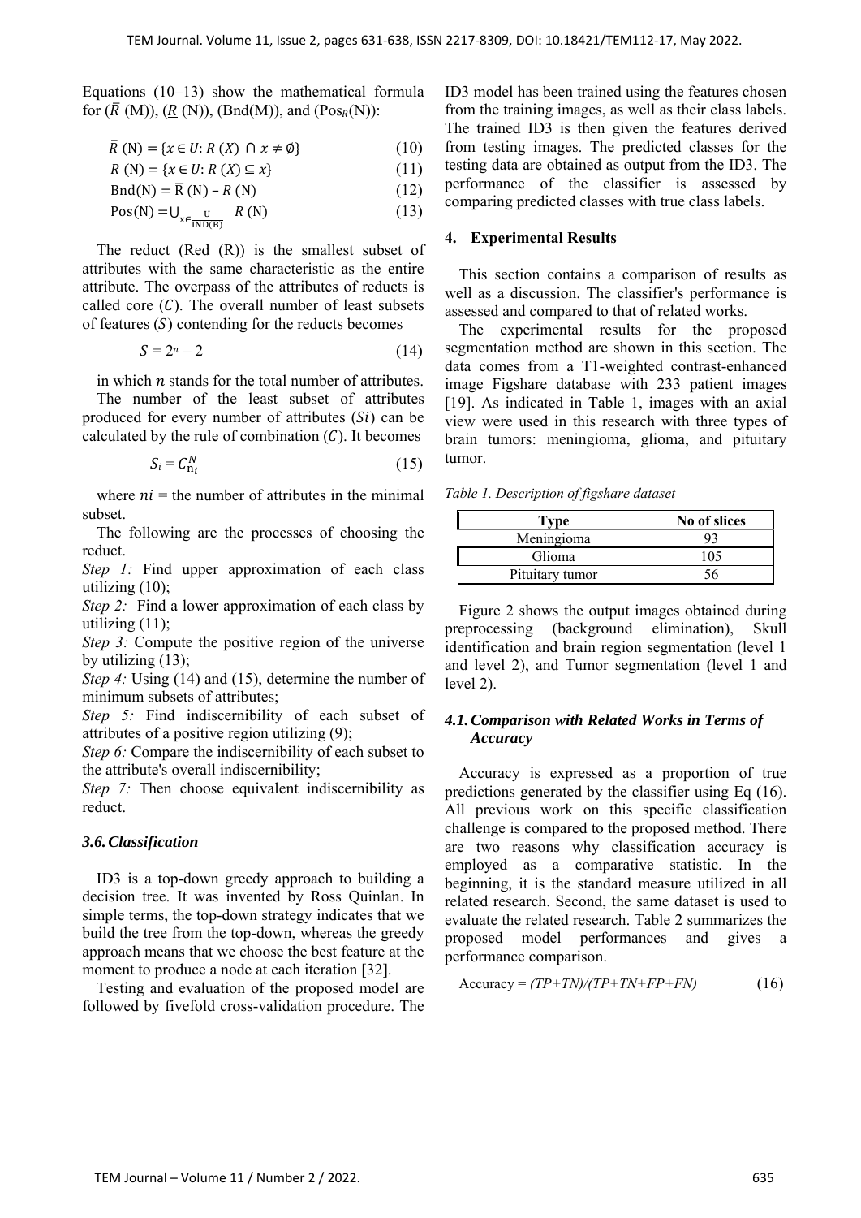Equations (10–13) show the mathematical formula for ($\overline{R}$ (M)), ($\underline{R}$ (N)), (Bnd(M)), and ($\text{Pos}_R$(N)):

$$\overline{R}\text{ (N)} = \{x \in U: R\ (X) \cap x \neq \emptyset\} \tag{10}$$

$$R\text{ (N)} = \{x \in U: R\ (X) \subseteq x\} \tag{11}$$

$$\text{Bnd(N)} = \overline{\text{R}}\text{ (N)} - R\text{ (N)} \tag{12}$$

$$\text{Pos(N)} = \cup_{x \in \frac{U}{\text{IND(B)}}} \ R\text{ (N)} \tag{13}$$

The reduct (Red (R)) is the smallest subset of attributes with the same characteristic as the entire attribute. The overpass of the attributes of reducts is called core ($C$). The overall number of least subsets of features ($S$) contending for the reducts becomes

$$S = 2^n - 2 \tag{14}$$

in which $n$ stands for the total number of attributes.

The number of the least subset of attributes produced for every number of attributes ($Si$) can be calculated by the rule of combination ($C$). It becomes

$$S_i = C_{n_i}^{N} \tag{15}$$

where $ni$ = the number of attributes in the minimal subset.

The following are the processes of choosing the reduct.

*Step 1:* Find upper approximation of each class utilizing (10);

*Step 2:* Find a lower approximation of each class by utilizing (11);

*Step 3:* Compute the positive region of the universe by utilizing (13);

*Step 4:* Using (14) and (15), determine the number of minimum subsets of attributes;

*Step 5:* Find indiscernibility of each subset of attributes of a positive region utilizing (9);

*Step 6:* Compare the indiscernibility of each subset to the attribute's overall indiscernibility;

*Step 7:* Then choose equivalent indiscernibility as reduct.

### *3.6. Classification*

ID3 is a top-down greedy approach to building a decision tree. It was invented by Ross Quinlan. In simple terms, the top-down strategy indicates that we build the tree from the top-down, whereas the greedy approach means that we choose the best feature at the moment to produce a node at each iteration [32].

Testing and evaluation of the proposed model are followed by fivefold cross-validation procedure. The ID3 model has been trained using the features chosen from the training images, as well as their class labels. The trained ID3 is then given the features derived from testing images. The predicted classes for the testing data are obtained as output from the ID3. The performance of the classifier is assessed by comparing predicted classes with true class labels.

## 4. Experimental Results

This section contains a comparison of results as well as a discussion. The classifier's performance is assessed and compared to that of related works.

The experimental results for the proposed segmentation method are shown in this section. The data comes from a T1-weighted contrast-enhanced image Figshare database with 233 patient images [19]. As indicated in Table 1, images with an axial view were used in this research with three types of brain tumors: meningioma, glioma, and pituitary tumor.

*Table 1. Description of figshare dataset*

| Type | No of slices |
|---|---|
| Meningioma | 93 |
| Glioma | 105 |
| Pituitary tumor | 56 |

Figure 2 shows the output images obtained during preprocessing (background elimination), Skull identification and brain region segmentation (level 1 and level 2), and Tumor segmentation (level 1 and level 2).

### *4.1. Comparison with Related Works in Terms of Accuracy*

Accuracy is expressed as a proportion of true predictions generated by the classifier using Eq (16). All previous work on this specific classification challenge is compared to the proposed method. There are two reasons why classification accuracy is employed as a comparative statistic. In the beginning, it is the standard measure utilized in all related research. Second, the same dataset is used to evaluate the related research. Table 2 summarizes the proposed model performances and gives a performance comparison.

$$\text{Accuracy} = (TP+TN)/(TP+TN+FP+FN) \tag{16}$$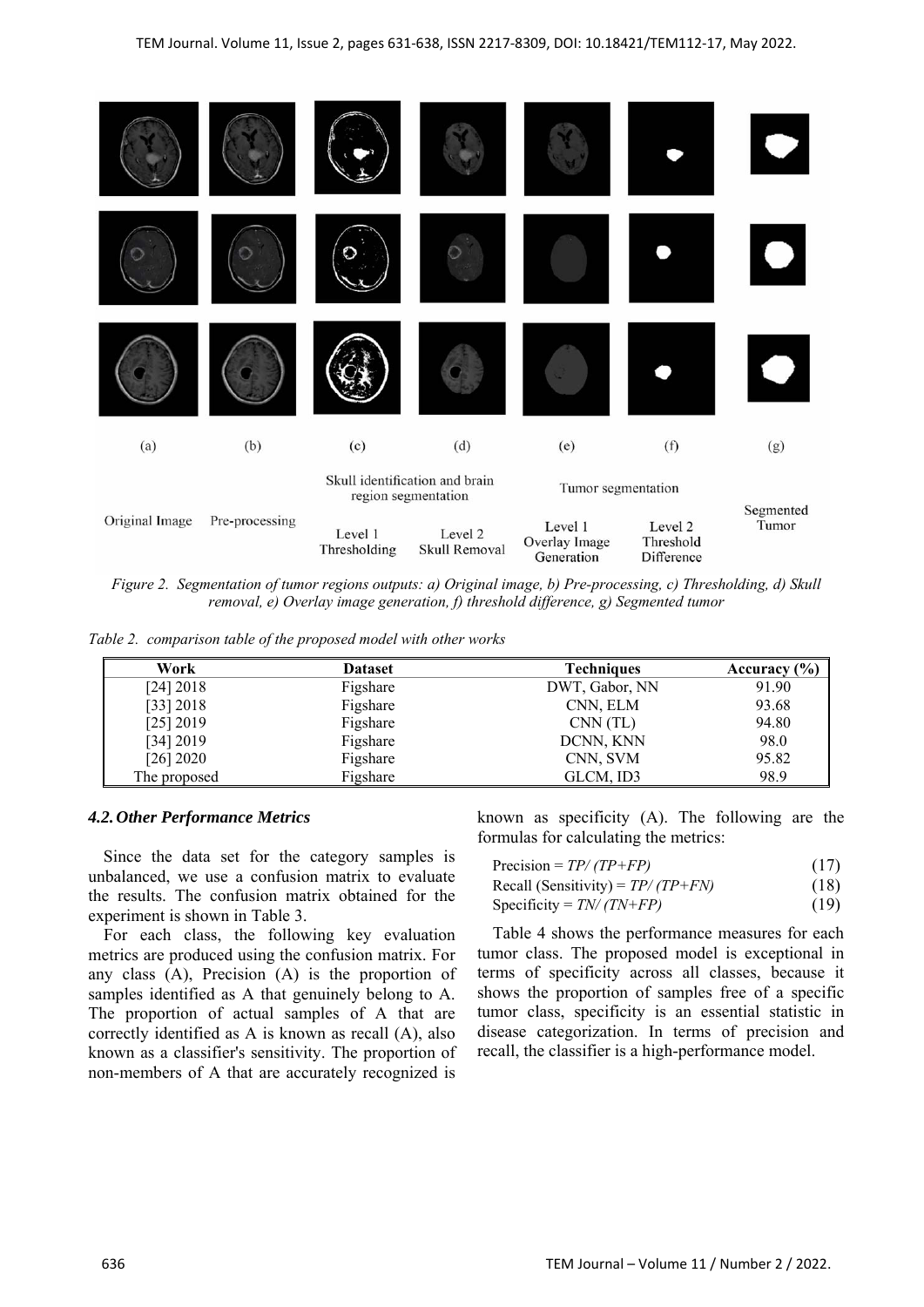*Figure 2. Segmentation of tumor regions outputs: a) Original image, b) Pre-processing, c) Thresholding, d) Skull removal, e) Overlay image generation, f) threshold difference, g) Segmented tumor*

*Table 2. comparison table of the proposed model with other works*

| Work | Dataset | Techniques | Accuracy (%) |
|---|---|---|---|
| [24] 2018 | Figshare | DWT, Gabor, NN | 91.90 |
| [33] 2018 | Figshare | CNN, ELM | 93.68 |
| [25] 2019 | Figshare | CNN (TL) | 94.80 |
| [34] 2019 | Figshare | DCNN, KNN | 98.0 |
| [26] 2020 | Figshare | CNN, SVM | 95.82 |
| The proposed | Figshare | GLCM, ID3 | 98.9 |

### *4.2. Other Performance Metrics*

Since the data set for the category samples is unbalanced, we use a confusion matrix to evaluate the results. The confusion matrix obtained for the experiment is shown in Table 3.

For each class, the following key evaluation metrics are produced using the confusion matrix. For any class (A), Precision (A) is the proportion of samples identified as A that genuinely belong to A. The proportion of actual samples of A that are correctly identified as A is known as recall (A), also known as a classifier's sensitivity. The proportion of non-members of A that are accurately recognized is known as specificity (A). The following are the formulas for calculating the metrics:

$$\text{Precision} = TP/(TP+FP) \quad (17)$$

$$\text{Recall (Sensitivity)} = TP/(TP+FN) \quad (18)$$

$$\text{Specificity} = TN/(TN+FP) \quad (19)$$

Table 4 shows the performance measures for each tumor class. The proposed model is exceptional in terms of specificity across all classes, because it shows the proportion of samples free of a specific tumor class, specificity is an essential statistic in disease categorization. In terms of precision and recall, the classifier is a high-performance model.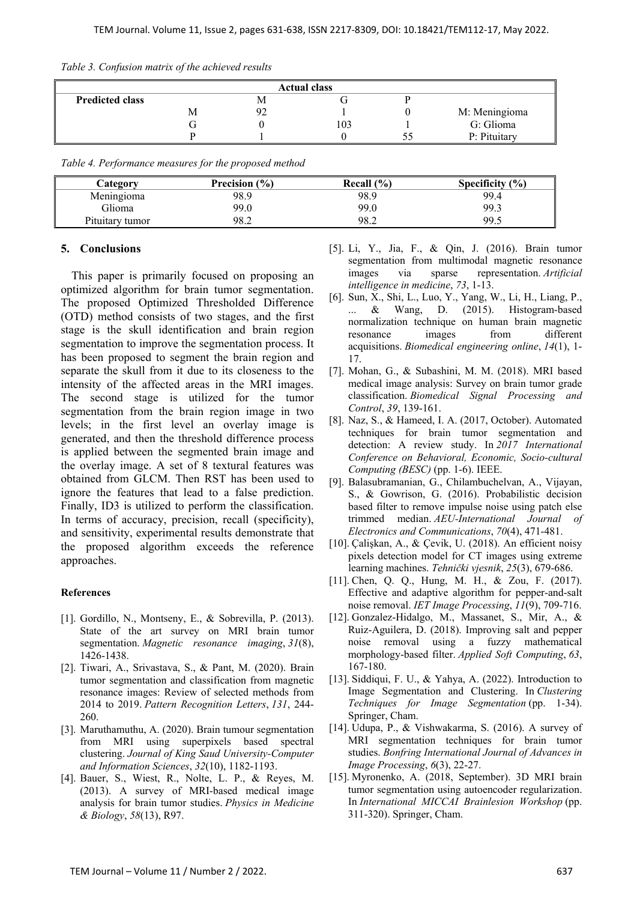*Table 3. Confusion matrix of the achieved results*

| | Actual class | | | |
|---|---|---|---|---|
| **Predicted class** | M | G | P | |
| M | 92 | 1 | 0 | M: Meningioma |
| G | 0 | 103 | 1 | G: Glioma |
| P | 1 | 0 | 55 | P: Pituitary |

*Table 4. Performance measures for the proposed method*

| Category | Precision (%) | Recall (%) | Specificity (%) |
|---|---|---|---|
| Meningioma | 98.9 | 98.9 | 99.4 |
| Glioma | 99.0 | 99.0 | 99.3 |
| Pituitary tumor | 98.2 | 98.2 | 99.5 |

## 5. Conclusions

This paper is primarily focused on proposing an optimized algorithm for brain tumor segmentation. The proposed Optimized Thresholded Difference (OTD) method consists of two stages, and the first stage is the skull identification and brain region segmentation to improve the segmentation process. It has been proposed to segment the brain region and separate the skull from it due to its closeness to the intensity of the affected areas in the MRI images. The second stage is utilized for the tumor segmentation from the brain region image in two levels; in the first level an overlay image is generated, and then the threshold difference process is applied between the segmented brain image and the overlay image. A set of 8 textural features was obtained from GLCM. Then RST has been used to ignore the features that lead to a false prediction. Finally, ID3 is utilized to perform the classification. In terms of accuracy, precision, recall (specificity), and sensitivity, experimental results demonstrate that the proposed algorithm exceeds the reference approaches.

### References

[1]. Gordillo, N., Montseny, E., & Sobrevilla, P. (2013). State of the art survey on MRI brain tumor segmentation. *Magnetic resonance imaging*, *31*(8), 1426-1438.

[2]. Tiwari, A., Srivastava, S., & Pant, M. (2020). Brain tumor segmentation and classification from magnetic resonance images: Review of selected methods from 2014 to 2019. *Pattern Recognition Letters*, *131*, 244-260.

[3]. Maruthamuthu, A. (2020). Brain tumour segmentation from MRI using superpixels based spectral clustering. *Journal of King Saud University-Computer and Information Sciences*, *32*(10), 1182-1193.

[4]. Bauer, S., Wiest, R., Nolte, L. P., & Reyes, M. (2013). A survey of MRI-based medical image analysis for brain tumor studies. *Physics in Medicine & Biology*, *58*(13), R97.

[5]. Li, Y., Jia, F., & Qin, J. (2016). Brain tumor segmentation from multimodal magnetic resonance images via sparse representation. *Artificial intelligence in medicine*, *73*, 1-13.

[6]. Sun, X., Shi, L., Luo, Y., Yang, W., Li, H., Liang, P., ... & Wang, D. (2015). Histogram-based normalization technique on human brain magnetic resonance images from different acquisitions. *Biomedical engineering online*, *14*(1), 1-17.

[7]. Mohan, G., & Subashini, M. M. (2018). MRI based medical image analysis: Survey on brain tumor grade classification. *Biomedical Signal Processing and Control*, *39*, 139-161.

[8]. Naz, S., & Hameed, I. A. (2017, October). Automated techniques for brain tumor segmentation and detection: A review study. In *2017 International Conference on Behavioral, Economic, Socio-cultural Computing (BESC)* (pp. 1-6). IEEE.

[9]. Balasubramanian, G., Chilambuchelvan, A., Vijayan, S., & Gowrison, G. (2016). Probabilistic decision based filter to remove impulse noise using patch else trimmed median. *AEU-International Journal of Electronics and Communications*, *70*(4), 471-481.

[10]. Çalişkan, A., & Çevik, U. (2018). An efficient noisy pixels detection model for CT images using extreme learning machines. *Tehnički vjesnik*, *25*(3), 679-686.

[11]. Chen, Q. Q., Hung, M. H., & Zou, F. (2017). Effective and adaptive algorithm for pepper-and-salt noise removal. *IET Image Processing*, *11*(9), 709-716.

[12]. Gonzalez-Hidalgo, M., Massanet, S., Mir, A., & Ruiz-Aguilera, D. (2018). Improving salt and pepper noise removal using a fuzzy mathematical morphology-based filter. *Applied Soft Computing*, *63*, 167-180.

[13]. Siddiqui, F. U., & Yahya, A. (2022). Introduction to Image Segmentation and Clustering. In *Clustering Techniques for Image Segmentation* (pp. 1-34). Springer, Cham.

[14]. Udupa, P., & Vishwakarma, S. (2016). A survey of MRI segmentation techniques for brain tumor studies. *Bonfring International Journal of Advances in Image Processing*, *6*(3), 22-27.

[15]. Myronenko, A. (2018, September). 3D MRI brain tumor segmentation using autoencoder regularization. In *International MICCAI Brainlesion Workshop* (pp. 311-320). Springer, Cham.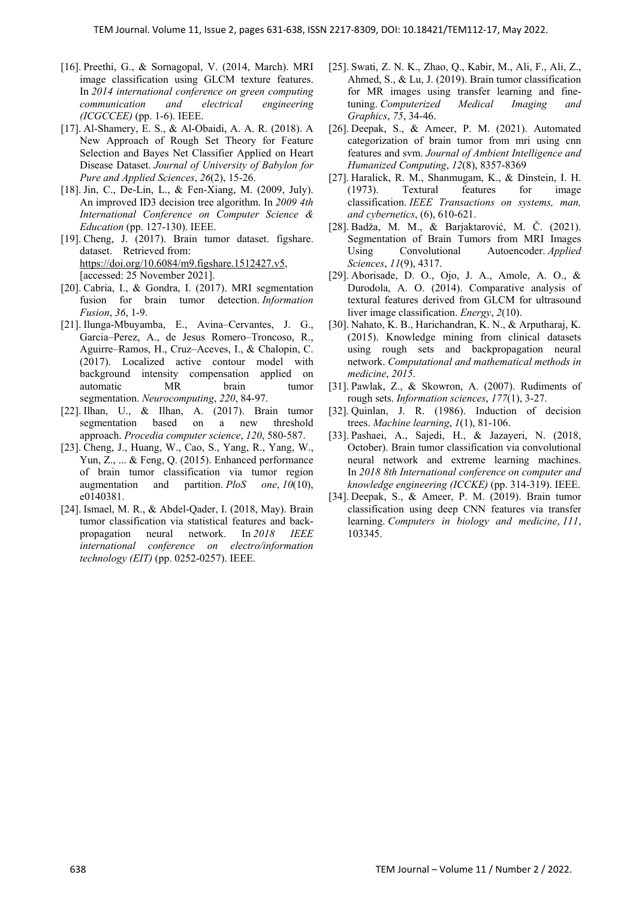[16]. Preethi, G., & Sornagopal, V. (2014, March). MRI image classification using GLCM texture features. In *2014 international conference on green computing communication and electrical engineering (ICGCCEE)* (pp. 1-6). IEEE.

[17]. Al-Shamery, E. S., & Al-Obaidi, A. A. R. (2018). A New Approach of Rough Set Theory for Feature Selection and Bayes Net Classifier Applied on Heart Disease Dataset. *Journal of University of Babylon for Pure and Applied Sciences*, *26*(2), 15-26.

[18]. Jin, C., De-Lin, L., & Fen-Xiang, M. (2009, July). An improved ID3 decision tree algorithm. In *2009 4th International Conference on Computer Science & Education* (pp. 127-130). IEEE.

[19]. Cheng, J. (2017). Brain tumor dataset. figshare. dataset. Retrieved from: https://doi.org/10.6084/m9.figshare.1512427.v5, [accessed: 25 November 2021].

[20]. Cabria, I., & Gondra, I. (2017). MRI segmentation fusion for brain tumor detection. *Information Fusion*, *36*, 1-9.

[21]. Ilunga-Mbuyamba, E., Avina–Cervantes, J. G., Garcia–Perez, A., de Jesus Romero–Troncoso, R., Aguirre–Ramos, H., Cruz–Aceves, I., & Chalopin, C. (2017). Localized active contour model with background intensity compensation applied on automatic MR brain tumor segmentation. *Neurocomputing*, *220*, 84-97.

[22]. Ilhan, U., & Ilhan, A. (2017). Brain tumor segmentation based on a new threshold approach. *Procedia computer science*, *120*, 580-587.

[23]. Cheng, J., Huang, W., Cao, S., Yang, R., Yang, W., Yun, Z., ... & Feng, Q. (2015). Enhanced performance of brain tumor classification via tumor region augmentation and partition. *PloS one*, *10*(10), e0140381.

[24]. Ismael, M. R., & Abdel-Qader, I. (2018, May). Brain tumor classification via statistical features and back-propagation neural network. In *2018 IEEE international conference on electro/information technology (EIT)* (pp. 0252-0257). IEEE.

[25]. Swati, Z. N. K., Zhao, Q., Kabir, M., Ali, F., Ali, Z., Ahmed, S., & Lu, J. (2019). Brain tumor classification for MR images using transfer learning and fine-tuning. *Computerized Medical Imaging and Graphics*, *75*, 34-46.

[26]. Deepak, S., & Ameer, P. M. (2021). Automated categorization of brain tumor from mri using cnn features and svm. *Journal of Ambient Intelligence and Humanized Computing*, *12*(8), 8357-8369

[27]. Haralick, R. M., Shanmugam, K., & Dinstein, I. H. (1973). Textural features for image classification. *IEEE Transactions on systems, man, and cybernetics*, (6), 610-621.

[28]. Badža, M. M., & Barjaktarović, M. Č. (2021). Segmentation of Brain Tumors from MRI Images Using Convolutional Autoencoder. *Applied Sciences*, *11*(9), 4317.

[29]. Aborisade, D. O., Ojo, J. A., Amole, A. O., & Durodola, A. O. (2014). Comparative analysis of textural features derived from GLCM for ultrasound liver image classification. *Energy*, *2*(10).

[30]. Nahato, K. B., Harichandran, K. N., & Arputharaj, K. (2015). Knowledge mining from clinical datasets using rough sets and backpropagation neural network. *Computational and mathematical methods in medicine*, *2015*.

[31]. Pawlak, Z., & Skowron, A. (2007). Rudiments of rough sets. *Information sciences*, *177*(1), 3-27.

[32]. Quinlan, J. R. (1986). Induction of decision trees. *Machine learning*, *1*(1), 81-106.

[33]. Pashaei, A., Sajedi, H., & Jazayeri, N. (2018, October). Brain tumor classification via convolutional neural network and extreme learning machines. In *2018 8th International conference on computer and knowledge engineering (ICCKE)* (pp. 314-319). IEEE.

[34]. Deepak, S., & Ameer, P. M. (2019). Brain tumor classification using deep CNN features via transfer learning. *Computers in biology and medicine*, *111*, 103345.